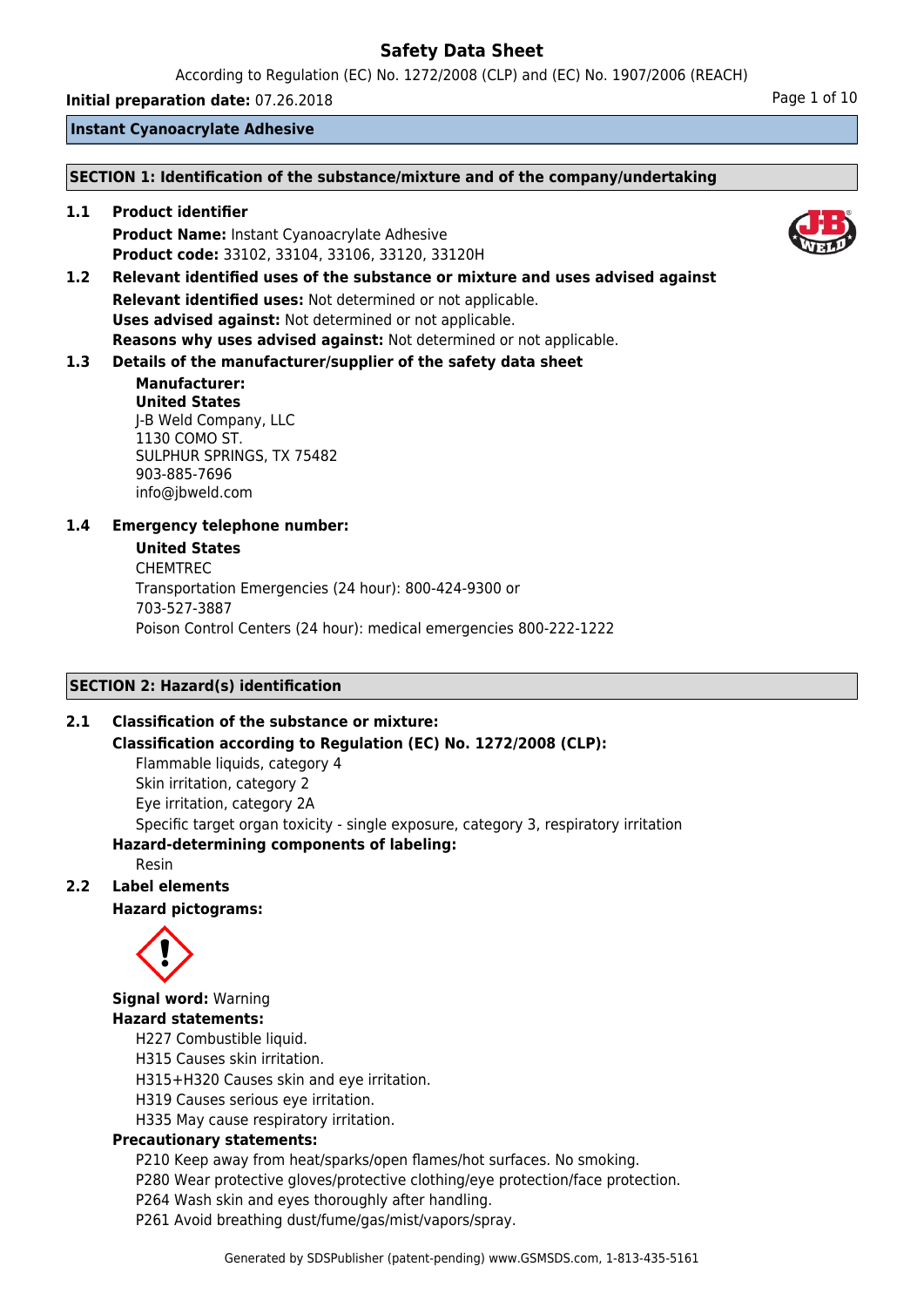# Safety Data Sheet

According to Regulation (EC) No. 1272/2008 (CLP) and (EC) No. 1907/2006 (REACH)

**Initial preparation date:** 07.26.2018

**Instant Cyanoacrylate Adhesive**

## SECTION 1: Identification of the substance/mixture and of the company/undertaking

### 1.1 Product identifier

**Product Name:** Instant Cyanoacrylate Adhesive
**Product code:** 33102, 33104, 33106, 33120, 33120H

### 1.2 Relevant identified uses of the substance or mixture and uses advised against

**Relevant identified uses:** Not determined or not applicable.
**Uses advised against:** Not determined or not applicable.
**Reasons why uses advised against:** Not determined or not applicable.

### 1.3 Details of the manufacturer/supplier of the safety data sheet

**Manufacturer:**
**United States**
J-B Weld Company, LLC
1130 COMO ST.
SULPHUR SPRINGS, TX 75482
903-885-7696
info@jbweld.com

### 1.4 Emergency telephone number:

**United States**
CHEMTREC
Transportation Emergencies (24 hour): 800-424-9300 or
703-527-3887
Poison Control Centers (24 hour): medical emergencies 800-222-1222

## SECTION 2: Hazard(s) identification

### 2.1 Classification of the substance or mixture:

**Classification according to Regulation (EC) No. 1272/2008 (CLP):**

Flammable liquids, category 4
Skin irritation, category 2
Eye irritation, category 2A
Specific target organ toxicity - single exposure, category 3, respiratory irritation

**Hazard-determining components of labeling:**

Resin

### 2.2 Label elements

**Hazard pictograms:**

**Signal word:** Warning

**Hazard statements:**

H227 Combustible liquid.
H315 Causes skin irritation.
H315+H320 Causes skin and eye irritation.
H319 Causes serious eye irritation.
H335 May cause respiratory irritation.

**Precautionary statements:**

P210 Keep away from heat/sparks/open flames/hot surfaces. No smoking.
P280 Wear protective gloves/protective clothing/eye protection/face protection.
P264 Wash skin and eyes thoroughly after handling.
P261 Avoid breathing dust/fume/gas/mist/vapors/spray.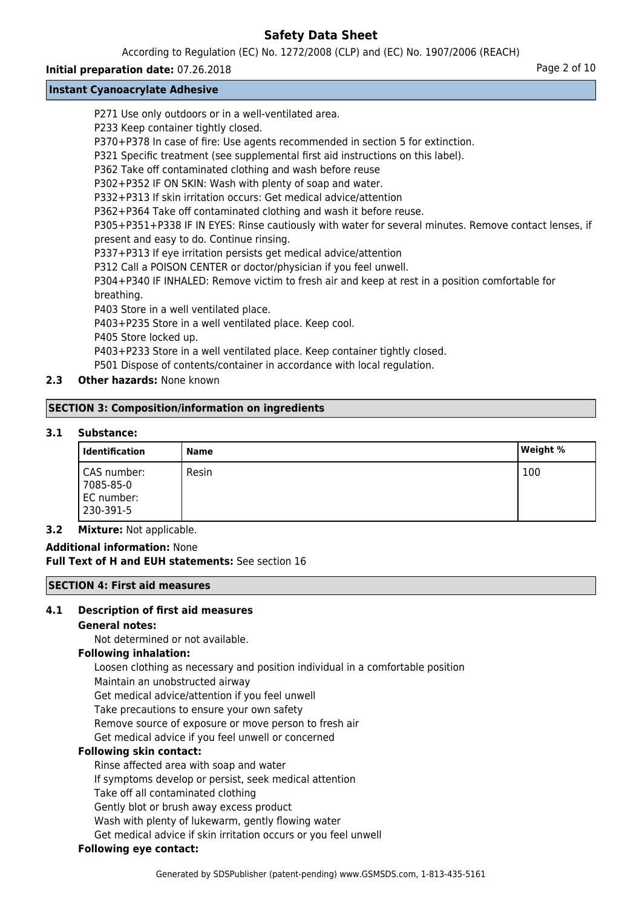P271 Use only outdoors or in a well-ventilated area.
P233 Keep container tightly closed.
P370+P378 In case of fire: Use agents recommended in section 5 for extinction.
P321 Specific treatment (see supplemental first aid instructions on this label).
P362 Take off contaminated clothing and wash before reuse
P302+P352 IF ON SKIN: Wash with plenty of soap and water.
P332+P313 If skin irritation occurs: Get medical advice/attention
P362+P364 Take off contaminated clothing and wash it before reuse.
P305+P351+P338 IF IN EYES: Rinse cautiously with water for several minutes. Remove contact lenses, if present and easy to do. Continue rinsing.
P337+P313 If eye irritation persists get medical advice/attention
P312 Call a POISON CENTER or doctor/physician if you feel unwell.
P304+P340 IF INHALED: Remove victim to fresh air and keep at rest in a position comfortable for breathing.
P403 Store in a well ventilated place.
P403+P235 Store in a well ventilated place. Keep cool.
P405 Store locked up.
P403+P233 Store in a well ventilated place. Keep container tightly closed.
P501 Dispose of contents/container in accordance with local regulation.

**2.3 Other hazards:** None known

## SECTION 3: Composition/information on ingredients

**3.1 Substance:**

| Identification | Name | Weight % |
|---|---|---|
| CAS number: 7085-85-0 EC number: 230-391-5 | Resin | 100 |

**3.2 Mixture:** Not applicable.

**Additional information:** None
**Full Text of H and EUH statements:** See section 16

## SECTION 4: First aid measures

**4.1 Description of first aid measures**

**General notes:**

Not determined or not available.

**Following inhalation:**

Loosen clothing as necessary and position individual in a comfortable position
Maintain an unobstructed airway
Get medical advice/attention if you feel unwell
Take precautions to ensure your own safety
Remove source of exposure or move person to fresh air
Get medical advice if you feel unwell or concerned

**Following skin contact:**

Rinse affected area with soap and water
If symptoms develop or persist, seek medical attention
Take off all contaminated clothing
Gently blot or brush away excess product
Wash with plenty of lukewarm, gently flowing water
Get medical advice if skin irritation occurs or you feel unwell

**Following eye contact:**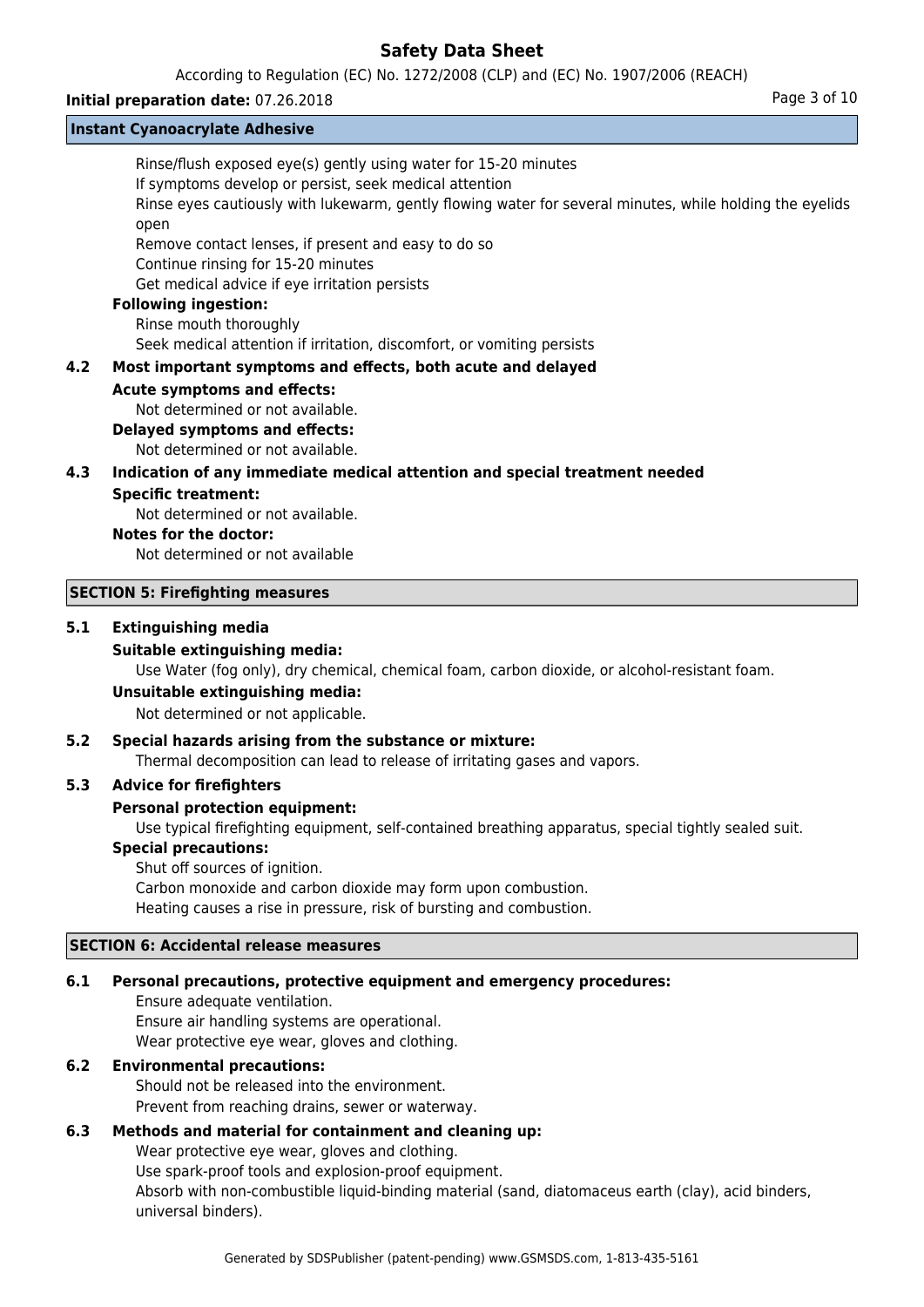Rinse/flush exposed eye(s) gently using water for 15-20 minutes
If symptoms develop or persist, seek medical attention
Rinse eyes cautiously with lukewarm, gently flowing water for several minutes, while holding the eyelids open
Remove contact lenses, if present and easy to do so
Continue rinsing for 15-20 minutes
Get medical advice if eye irritation persists

**Following ingestion:**

Rinse mouth thoroughly
Seek medical attention if irritation, discomfort, or vomiting persists

### 4.2 Most important symptoms and effects, both acute and delayed

**Acute symptoms and effects:**

Not determined or not available.

**Delayed symptoms and effects:**

Not determined or not available.

### 4.3 Indication of any immediate medical attention and special treatment needed

**Specific treatment:**

Not determined or not available.

**Notes for the doctor:**

Not determined or not available

## SECTION 5: Firefighting measures

### 5.1 Extinguishing media

**Suitable extinguishing media:**

Use Water (fog only), dry chemical, chemical foam, carbon dioxide, or alcohol-resistant foam.

**Unsuitable extinguishing media:**

Not determined or not applicable.

### 5.2 Special hazards arising from the substance or mixture:

Thermal decomposition can lead to release of irritating gases and vapors.

### 5.3 Advice for firefighters

**Personal protection equipment:**

Use typical firefighting equipment, self-contained breathing apparatus, special tightly sealed suit.

**Special precautions:**

Shut off sources of ignition.
Carbon monoxide and carbon dioxide may form upon combustion.
Heating causes a rise in pressure, risk of bursting and combustion.

## SECTION 6: Accidental release measures

### 6.1 Personal precautions, protective equipment and emergency procedures:

Ensure adequate ventilation.
Ensure air handling systems are operational.
Wear protective eye wear, gloves and clothing.

### 6.2 Environmental precautions:

Should not be released into the environment.
Prevent from reaching drains, sewer or waterway.

### 6.3 Methods and material for containment and cleaning up:

Wear protective eye wear, gloves and clothing.
Use spark-proof tools and explosion-proof equipment.
Absorb with non-combustible liquid-binding material (sand, diatomaceus earth (clay), acid binders, universal binders).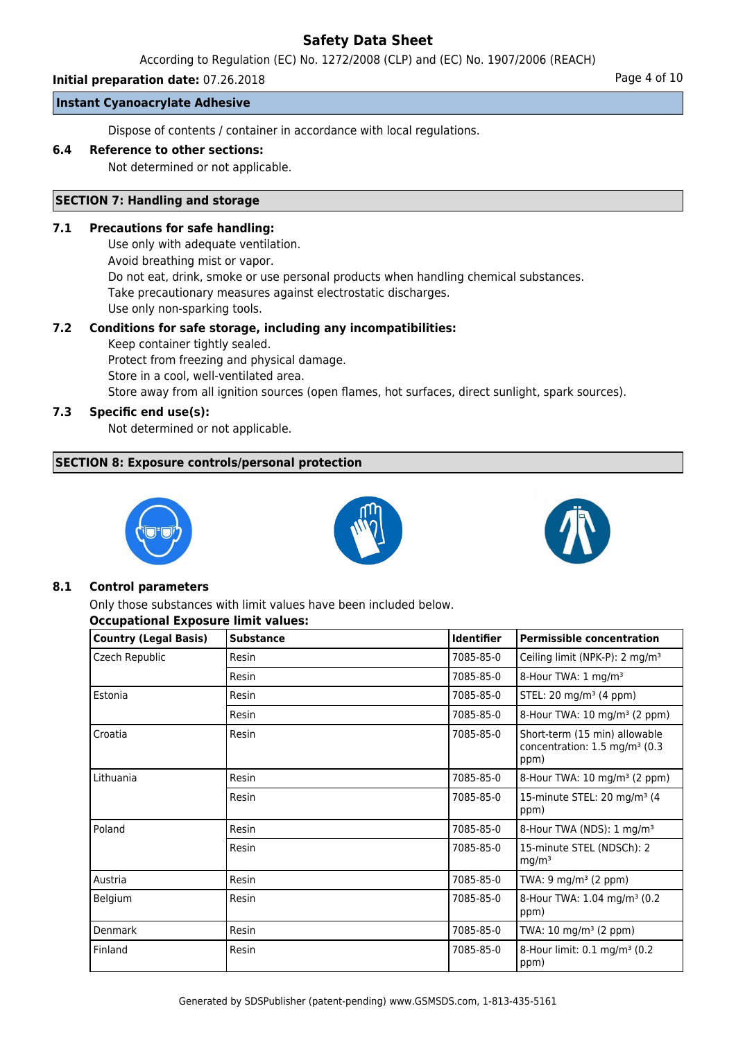Dispose of contents / container in accordance with local regulations.

**6.4 Reference to other sections:**

Not determined or not applicable.

## SECTION 7: Handling and storage

**7.1 Precautions for safe handling:**

Use only with adequate ventilation.
Avoid breathing mist or vapor.
Do not eat, drink, smoke or use personal products when handling chemical substances.
Take precautionary measures against electrostatic discharges.
Use only non-sparking tools.

**7.2 Conditions for safe storage, including any incompatibilities:**

Keep container tightly sealed.
Protect from freezing and physical damage.
Store in a cool, well-ventilated area.
Store away from all ignition sources (open flames, hot surfaces, direct sunlight, spark sources).

**7.3 Specific end use(s):**

Not determined or not applicable.

## SECTION 8: Exposure controls/personal protection

**8.1 Control parameters**

Only those substances with limit values have been included below.

**Occupational Exposure limit values:**

| Country (Legal Basis) | Substance | Identifier | Permissible concentration |
|---|---|---|---|
| Czech Republic | Resin | 7085-85-0 | Ceiling limit (NPK-P): 2 mg/m³ |
| | Resin | 7085-85-0 | 8-Hour TWA: 1 mg/m³ |
| Estonia | Resin | 7085-85-0 | STEL: 20 mg/m³ (4 ppm) |
| | Resin | 7085-85-0 | 8-Hour TWA: 10 mg/m³ (2 ppm) |
| Croatia | Resin | 7085-85-0 | Short-term (15 min) allowable concentration: 1.5 mg/m³ (0.3 ppm) |
| Lithuania | Resin | 7085-85-0 | 8-Hour TWA: 10 mg/m³ (2 ppm) |
| | Resin | 7085-85-0 | 15-minute STEL: 20 mg/m³ (4 ppm) |
| Poland | Resin | 7085-85-0 | 8-Hour TWA (NDS): 1 mg/m³ |
| | Resin | 7085-85-0 | 15-minute STEL (NDSCh): 2 mg/m³ |
| Austria | Resin | 7085-85-0 | TWA: 9 mg/m³ (2 ppm) |
| Belgium | Resin | 7085-85-0 | 8-Hour TWA: 1.04 mg/m³ (0.2 ppm) |
| Denmark | Resin | 7085-85-0 | TWA: 10 mg/m³ (2 ppm) |
| Finland | Resin | 7085-85-0 | 8-Hour limit: 0.1 mg/m³ (0.2 ppm) |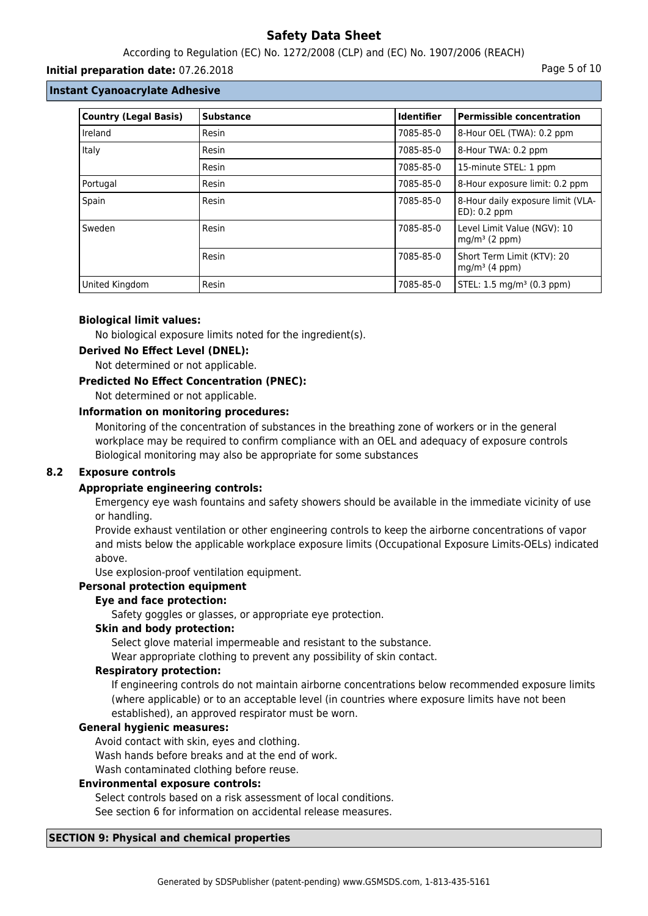**Instant Cyanoacrylate Adhesive**

| Country (Legal Basis) | Substance | Identifier | Permissible concentration |
|---|---|---|---|
| Ireland | Resin | 7085-85-0 | 8-Hour OEL (TWA): 0.2 ppm |
| Italy | Resin | 7085-85-0 | 8-Hour TWA: 0.2 ppm |
| | Resin | 7085-85-0 | 15-minute STEL: 1 ppm |
| Portugal | Resin | 7085-85-0 | 8-Hour exposure limit: 0.2 ppm |
| Spain | Resin | 7085-85-0 | 8-Hour daily exposure limit (VLA-ED): 0.2 ppm |
| Sweden | Resin | 7085-85-0 | Level Limit Value (NGV): 10 $mg/m^3$ (2 ppm) |
| | Resin | 7085-85-0 | Short Term Limit (KTV): 20 $mg/m^3$ (4 ppm) |
| United Kingdom | Resin | 7085-85-0 | STEL: 1.5 $mg/m^3$ (0.3 ppm) |

**Biological limit values:**

No biological exposure limits noted for the ingredient(s).

**Derived No Effect Level (DNEL):**

Not determined or not applicable.

**Predicted No Effect Concentration (PNEC):**

Not determined or not applicable.

**Information on monitoring procedures:**

Monitoring of the concentration of substances in the breathing zone of workers or in the general workplace may be required to confirm compliance with an OEL and adequacy of exposure controls
Biological monitoring may also be appropriate for some substances

## 8.2 Exposure controls

**Appropriate engineering controls:**

Emergency eye wash fountains and safety showers should be available in the immediate vicinity of use or handling.

Provide exhaust ventilation or other engineering controls to keep the airborne concentrations of vapor and mists below the applicable workplace exposure limits (Occupational Exposure Limits-OELs) indicated above.

Use explosion-proof ventilation equipment.

**Personal protection equipment**

**Eye and face protection:**

Safety goggles or glasses, or appropriate eye protection.

**Skin and body protection:**

Select glove material impermeable and resistant to the substance.
Wear appropriate clothing to prevent any possibility of skin contact.

**Respiratory protection:**

If engineering controls do not maintain airborne concentrations below recommended exposure limits (where applicable) or to an acceptable level (in countries where exposure limits have not been established), an approved respirator must be worn.

**General hygienic measures:**

Avoid contact with skin, eyes and clothing.
Wash hands before breaks and at the end of work.
Wash contaminated clothing before reuse.

**Environmental exposure controls:**

Select controls based on a risk assessment of local conditions.
See section 6 for information on accidental release measures.

## SECTION 9: Physical and chemical properties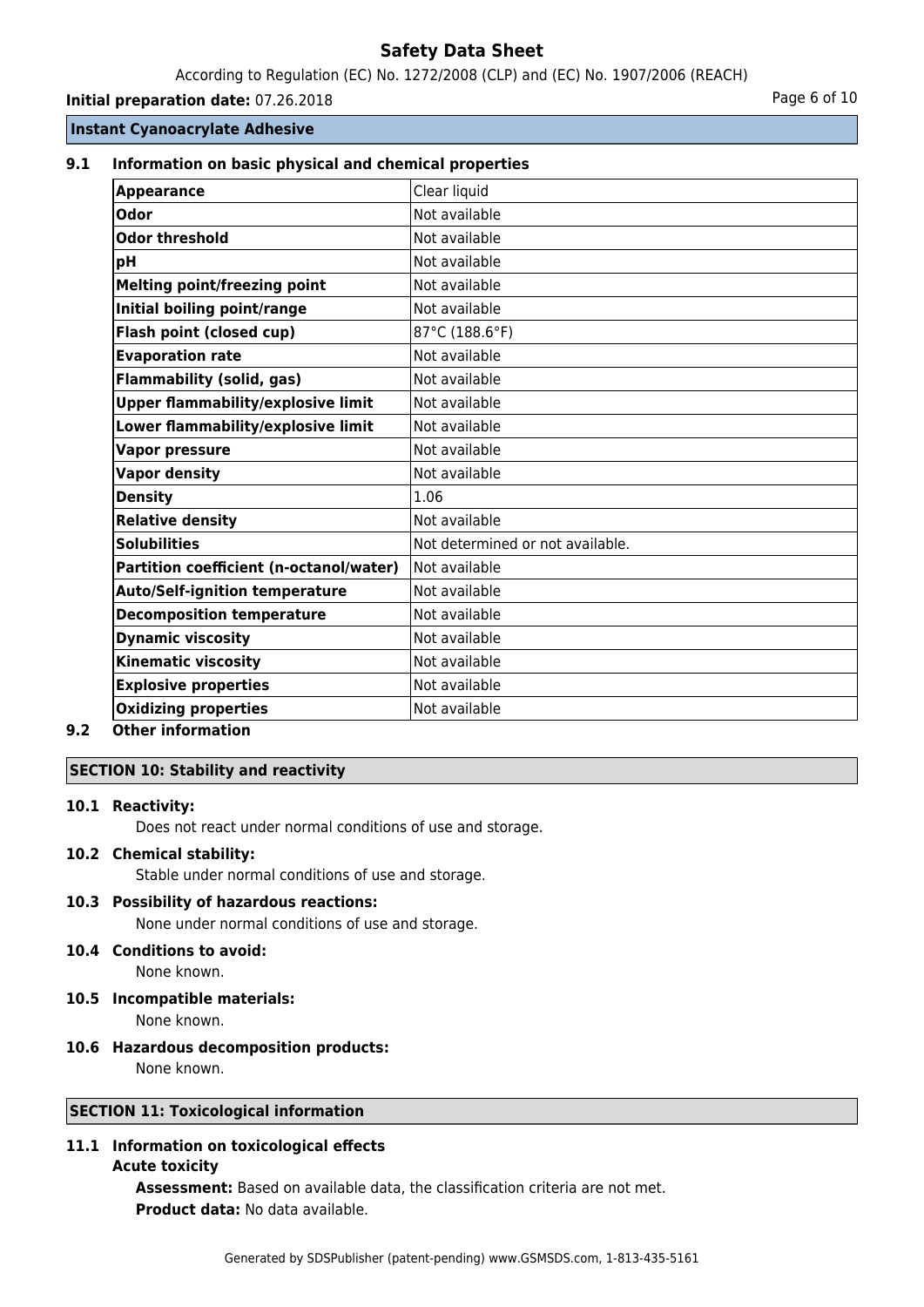**Instant Cyanoacrylate Adhesive**

### 9.1 Information on basic physical and chemical properties

| Appearance | Clear liquid |
|---|---|
| Odor | Not available |
| Odor threshold | Not available |
| pH | Not available |
| Melting point/freezing point | Not available |
| Initial boiling point/range | Not available |
| Flash point (closed cup) | 87°C (188.6°F) |
| Evaporation rate | Not available |
| Flammability (solid, gas) | Not available |
| Upper flammability/explosive limit | Not available |
| Lower flammability/explosive limit | Not available |
| Vapor pressure | Not available |
| Vapor density | Not available |
| Density | 1.06 |
| Relative density | Not available |
| Solubilities | Not determined or not available. |
| Partition coefficient (n-octanol/water) | Not available |
| Auto/Self-ignition temperature | Not available |
| Decomposition temperature | Not available |
| Dynamic viscosity | Not available |
| Kinematic viscosity | Not available |
| Explosive properties | Not available |
| Oxidizing properties | Not available |

### 9.2 Other information

## SECTION 10: Stability and reactivity

### 10.1 Reactivity:

Does not react under normal conditions of use and storage.

### 10.2 Chemical stability:

Stable under normal conditions of use and storage.

### 10.3 Possibility of hazardous reactions:

None under normal conditions of use and storage.

### 10.4 Conditions to avoid:

None known.

### 10.5 Incompatible materials:

None known.

### 10.6 Hazardous decomposition products:

None known.

## SECTION 11: Toxicological information

### 11.1 Information on toxicological effects

**Acute toxicity**

**Assessment:** Based on available data, the classification criteria are not met.

**Product data:** No data available.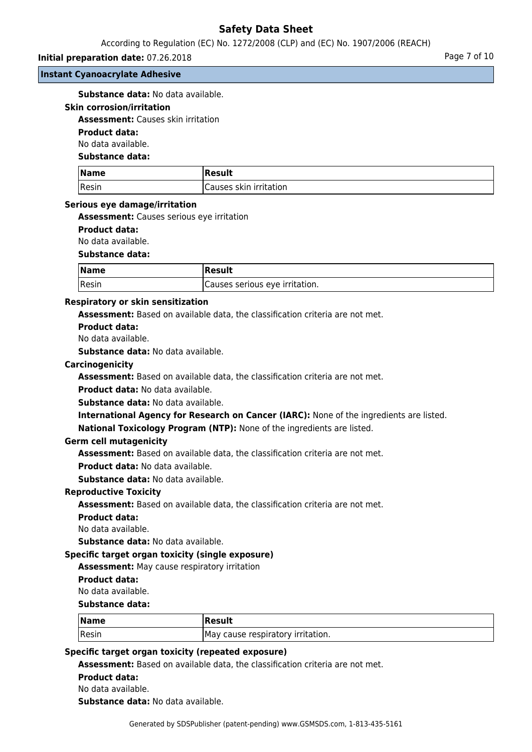**Substance data:** No data available.

### Skin corrosion/irritation

**Assessment:** Causes skin irritation

**Product data:**

No data available.

**Substance data:**

| Name | Result |
|---|---|
| Resin | Causes skin irritation |

### Serious eye damage/irritation

**Assessment:** Causes serious eye irritation

**Product data:**

No data available.

**Substance data:**

| Name | Result |
|---|---|
| Resin | Causes serious eye irritation. |

### Respiratory or skin sensitization

**Assessment:** Based on available data, the classification criteria are not met.

**Product data:**

No data available.

**Substance data:** No data available.

### Carcinogenicity

**Assessment:** Based on available data, the classification criteria are not met.

**Product data:** No data available.

**Substance data:** No data available.

**International Agency for Research on Cancer (IARC):** None of the ingredients are listed.

**National Toxicology Program (NTP):** None of the ingredients are listed.

### Germ cell mutagenicity

**Assessment:** Based on available data, the classification criteria are not met.

**Product data:** No data available.

**Substance data:** No data available.

### Reproductive Toxicity

**Assessment:** Based on available data, the classification criteria are not met.

**Product data:**

No data available.

**Substance data:** No data available.

### Specific target organ toxicity (single exposure)

**Assessment:** May cause respiratory irritation

**Product data:**

No data available.

**Substance data:**

| Name | Result |
|---|---|
| Resin | May cause respiratory irritation. |

### Specific target organ toxicity (repeated exposure)

**Assessment:** Based on available data, the classification criteria are not met.

**Product data:**

No data available.

**Substance data:** No data available.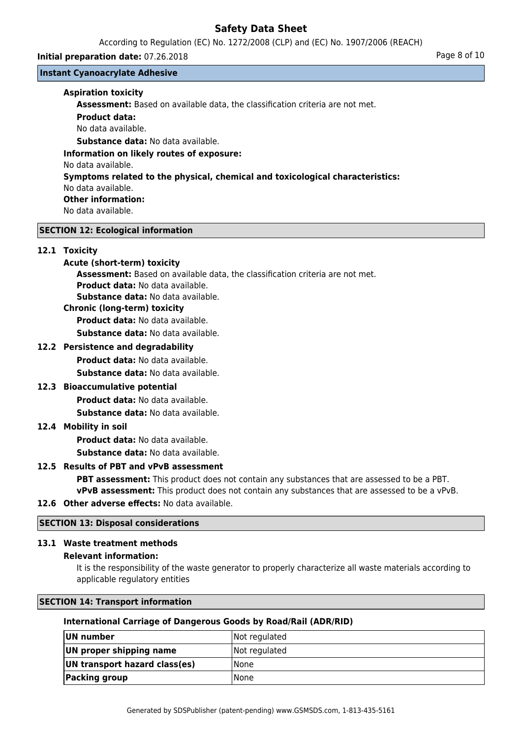**Aspiration toxicity**

**Assessment:** Based on available data, the classification criteria are not met.

**Product data:**

No data available.

**Substance data:** No data available.

**Information on likely routes of exposure:**

No data available.

**Symptoms related to the physical, chemical and toxicological characteristics:**

No data available.

**Other information:**

No data available.

## SECTION 12: Ecological information

### 12.1 Toxicity

**Acute (short-term) toxicity**

**Assessment:** Based on available data, the classification criteria are not met.

**Product data:** No data available.

**Substance data:** No data available.

**Chronic (long-term) toxicity**

**Product data:** No data available.

**Substance data:** No data available.

### 12.2 Persistence and degradability

**Product data:** No data available.

**Substance data:** No data available.

### 12.3 Bioaccumulative potential

**Product data:** No data available.

**Substance data:** No data available.

### 12.4 Mobility in soil

**Product data:** No data available.

**Substance data:** No data available.

### 12.5 Results of PBT and vPvB assessment

**PBT assessment:** This product does not contain any substances that are assessed to be a PBT.

**vPvB assessment:** This product does not contain any substances that are assessed to be a vPvB.

### 12.6 Other adverse effects: No data available.

## SECTION 13: Disposal considerations

### 13.1 Waste treatment methods

**Relevant information:**

It is the responsibility of the waste generator to properly characterize all waste materials according to applicable regulatory entities

## SECTION 14: Transport information

**International Carriage of Dangerous Goods by Road/Rail (ADR/RID)**

| | |
|---|---|
| **UN number** | Not regulated |
| **UN proper shipping name** | Not regulated |
| **UN transport hazard class(es)** | None |
| **Packing group** | None |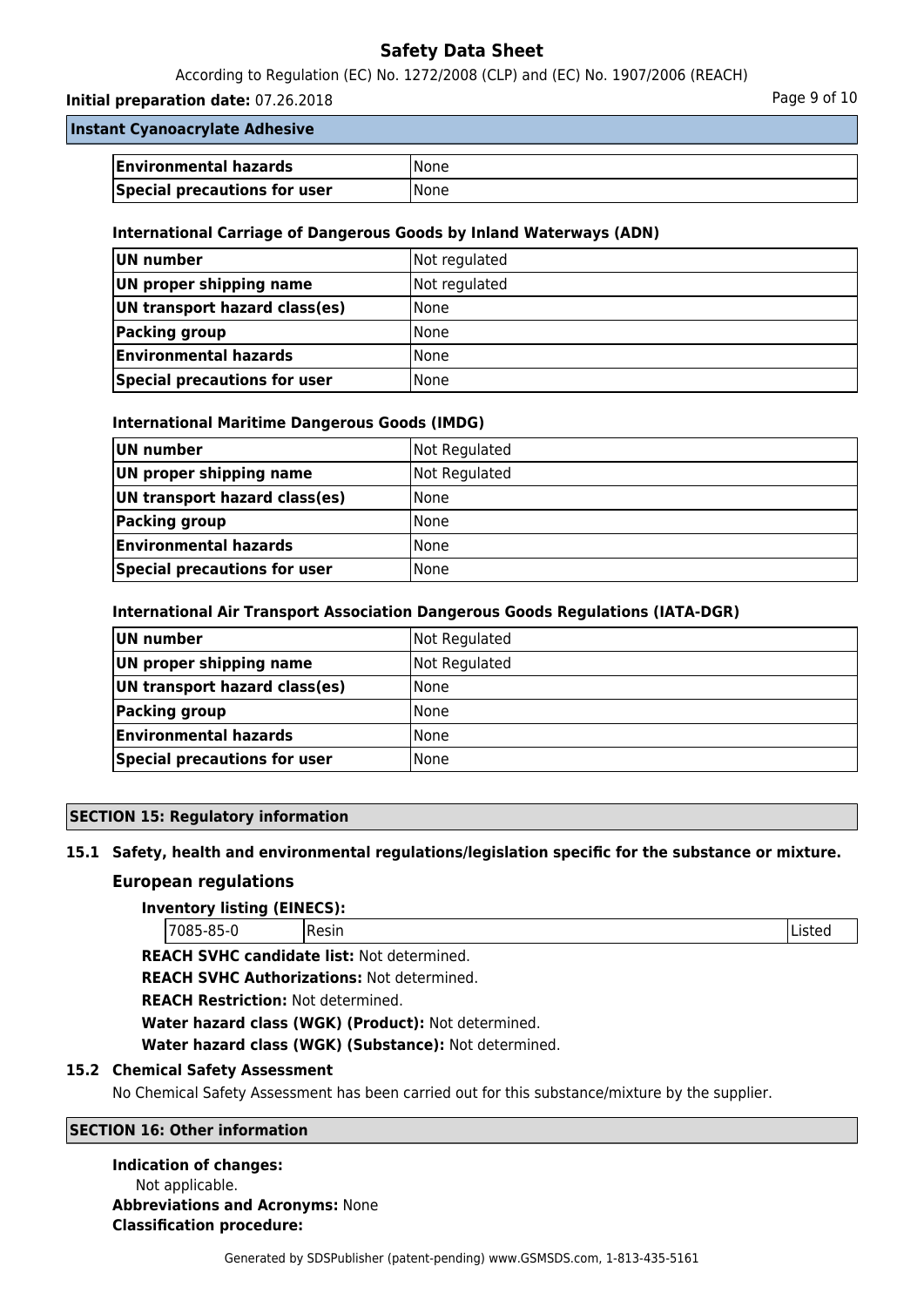**Instant Cyanoacrylate Adhesive**

| | |
|---|---|
| **Environmental hazards** | None |
| **Special precautions for user** | None |

**International Carriage of Dangerous Goods by Inland Waterways (ADN)**

| | |
|---|---|
| **UN number** | Not regulated |
| **UN proper shipping name** | Not regulated |
| **UN transport hazard class(es)** | None |
| **Packing group** | None |
| **Environmental hazards** | None |
| **Special precautions for user** | None |

**International Maritime Dangerous Goods (IMDG)**

| | |
|---|---|
| **UN number** | Not Regulated |
| **UN proper shipping name** | Not Regulated |
| **UN transport hazard class(es)** | None |
| **Packing group** | None |
| **Environmental hazards** | None |
| **Special precautions for user** | None |

**International Air Transport Association Dangerous Goods Regulations (IATA-DGR)**

| | |
|---|---|
| **UN number** | Not Regulated |
| **UN proper shipping name** | Not Regulated |
| **UN transport hazard class(es)** | None |
| **Packing group** | None |
| **Environmental hazards** | None |
| **Special precautions for user** | None |

## SECTION 15: Regulatory information

### 15.1 Safety, health and environmental regulations/legislation specific for the substance or mixture.

#### European regulations

**Inventory listing (EINECS):**

| | | |
|---|---|---|
| 7085-85-0 | Resin | Listed |

**REACH SVHC candidate list:** Not determined.

**REACH SVHC Authorizations:** Not determined.

**REACH Restriction:** Not determined.

**Water hazard class (WGK) (Product):** Not determined.

**Water hazard class (WGK) (Substance):** Not determined.

### 15.2 Chemical Safety Assessment

No Chemical Safety Assessment has been carried out for this substance/mixture by the supplier.

## SECTION 16: Other information

**Indication of changes:**

Not applicable.

**Abbreviations and Acronyms:** None

**Classification procedure:**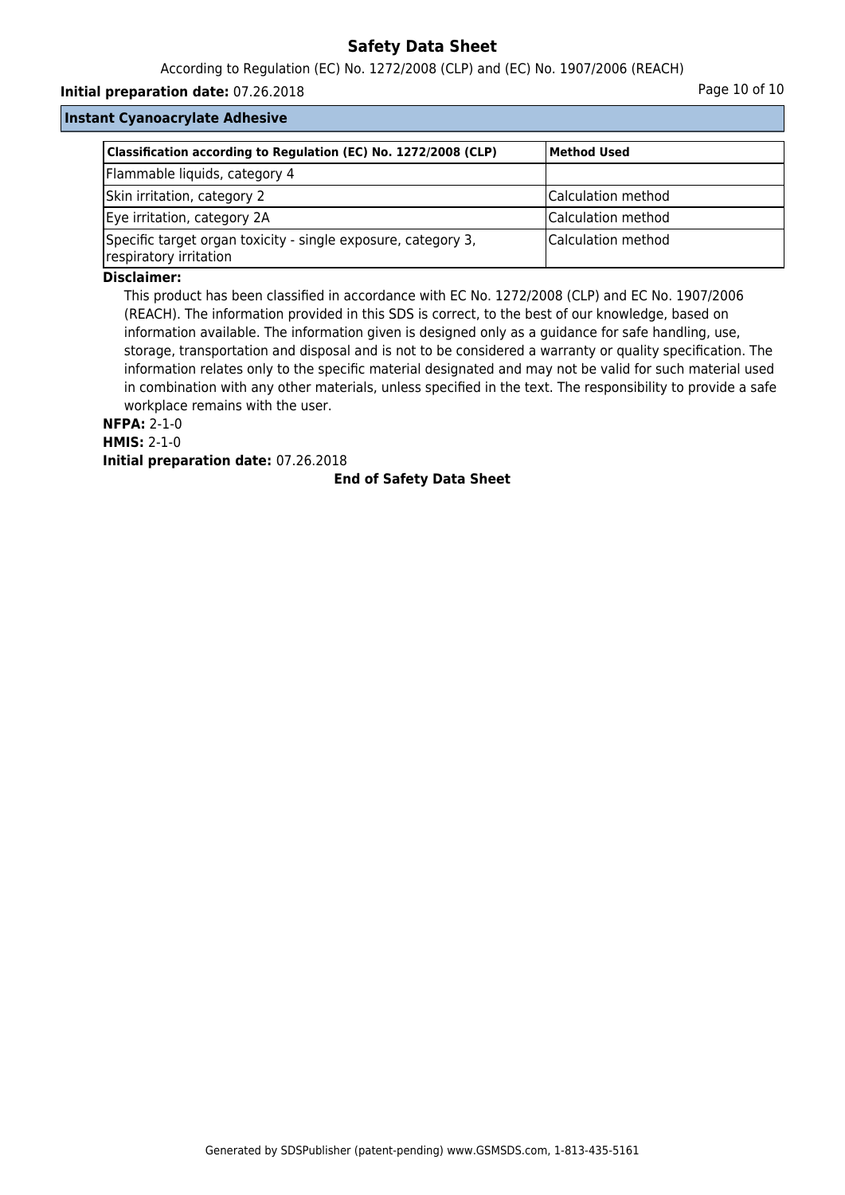**Instant Cyanoacrylate Adhesive**

| Classification according to Regulation (EC) No. 1272/2008 (CLP) | Method Used |
|---|---|
| Flammable liquids, category 4 | |
| Skin irritation, category 2 | Calculation method |
| Eye irritation, category 2A | Calculation method |
| Specific target organ toxicity - single exposure, category 3, respiratory irritation | Calculation method |

**Disclaimer:**

This product has been classified in accordance with EC No. 1272/2008 (CLP) and EC No. 1907/2006 (REACH). The information provided in this SDS is correct, to the best of our knowledge, based on information available. The information given is designed only as a guidance for safe handling, use, storage, transportation and disposal and is not to be considered a warranty or quality specification. The information relates only to the specific material designated and may not be valid for such material used in combination with any other materials, unless specified in the text. The responsibility to provide a safe workplace remains with the user.

**NFPA:** 2-1-0

**HMIS:** 2-1-0

**Initial preparation date:** 07.26.2018

**End of Safety Data Sheet**